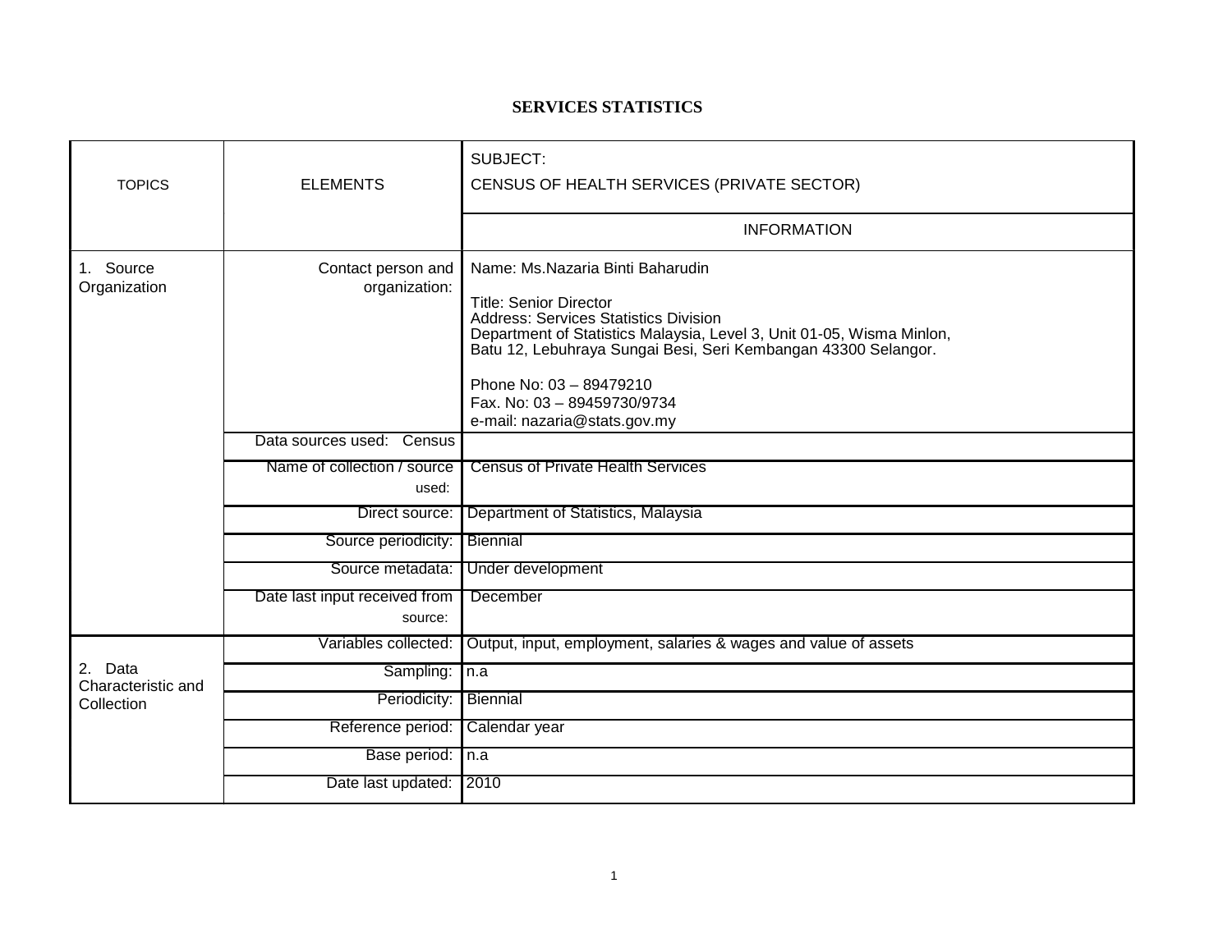# SERVICES STATISTICS

| TOPICS | ELEMENTS | SUBJECT: CENSUS OF HEALTH SERVICES (PRIVATE SECTOR) |
|---|---|---|
| | | INFORMATION |
| 1. Source Organization | Contact person and organization: | Name: Ms.Nazaria Binti Baharudin<br><br>Title: Senior Director<br>Address: Services Statistics Division<br>Department of Statistics Malaysia, Level 3, Unit 01-05, Wisma Minlon, Batu 12, Lebuhraya Sungai Besi, Seri Kembangan 43300 Selangor.<br><br>Phone No: 03 – 89479210<br>Fax. No: 03 – 89459730/9734<br>e-mail: nazaria@stats.gov.my |
| | Data sources used: Census | |
| | Name of collection / source used: | Census of Private Health Services |
| | Direct source: | Department of Statistics, Malaysia |
| | Source periodicity: | Biennial |
| | Source metadata: | Under development |
| | Date last input received from source: | December |
| 2. Data Characteristic and Collection | Variables collected: | Output, input, employment, salaries & wages and value of assets |
| | Sampling: | n.a |
| | Periodicity: | Biennial |
| | Reference period: | Calendar year |
| | Base period: | n.a |
| | Date last updated: | 2010 |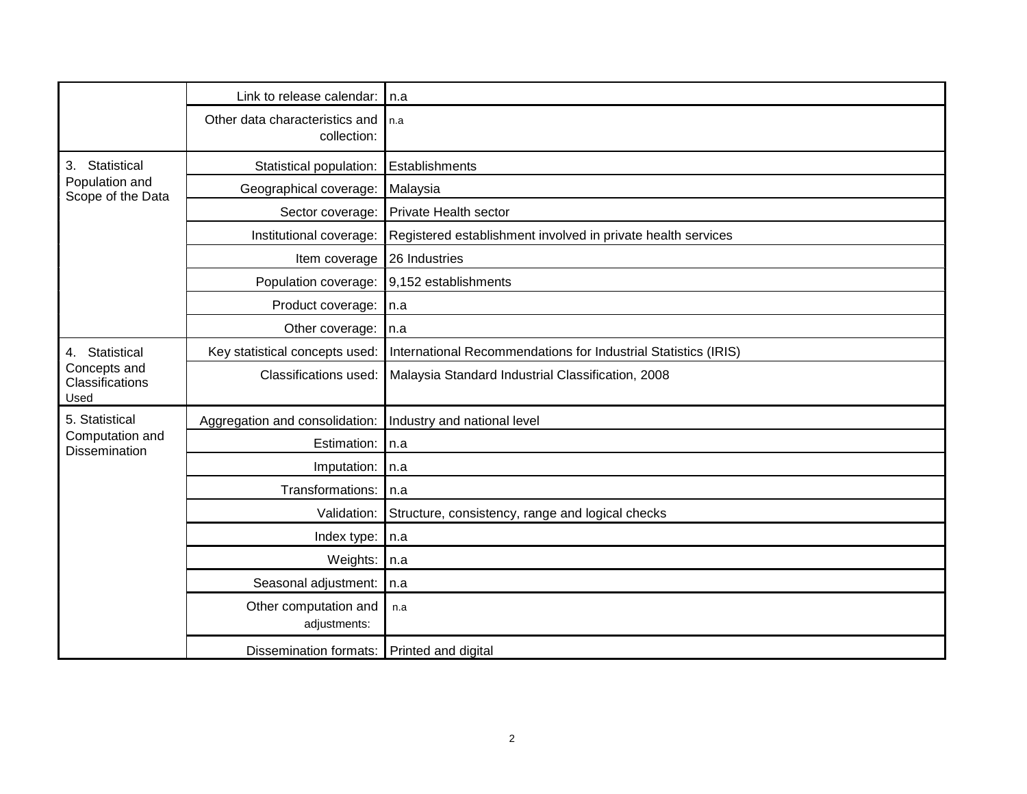| | | |
|---|---|---|
| | Link to release calendar: | n.a |
| | Other data characteristics and collection: | n.a |
| 3. Statistical Population and Scope of the Data | Statistical population: | Establishments |
| | Geographical coverage: | Malaysia |
| | Sector coverage: | Private Health sector |
| | Institutional coverage: | Registered establishment involved in private health services |
| | Item coverage | 26 Industries |
| | Population coverage: | 9,152 establishments |
| | Product coverage: | n.a |
| | Other coverage: | n.a |
| 4. Statistical Concepts and Classifications Used | Key statistical concepts used: | International Recommendations for Industrial Statistics (IRIS) |
| | Classifications used: | Malaysia Standard Industrial Classification, 2008 |
| 5. Statistical Computation and Dissemination | Aggregation and consolidation: | Industry and national level |
| | Estimation: | n.a |
| | Imputation: | n.a |
| | Transformations: | n.a |
| | Validation: | Structure, consistency, range and logical checks |
| | Index type: | n.a |
| | Weights: | n.a |
| | Seasonal adjustment: | n.a |
| | Other computation and adjustments: | n.a |
| | Dissemination formats: | Printed and digital |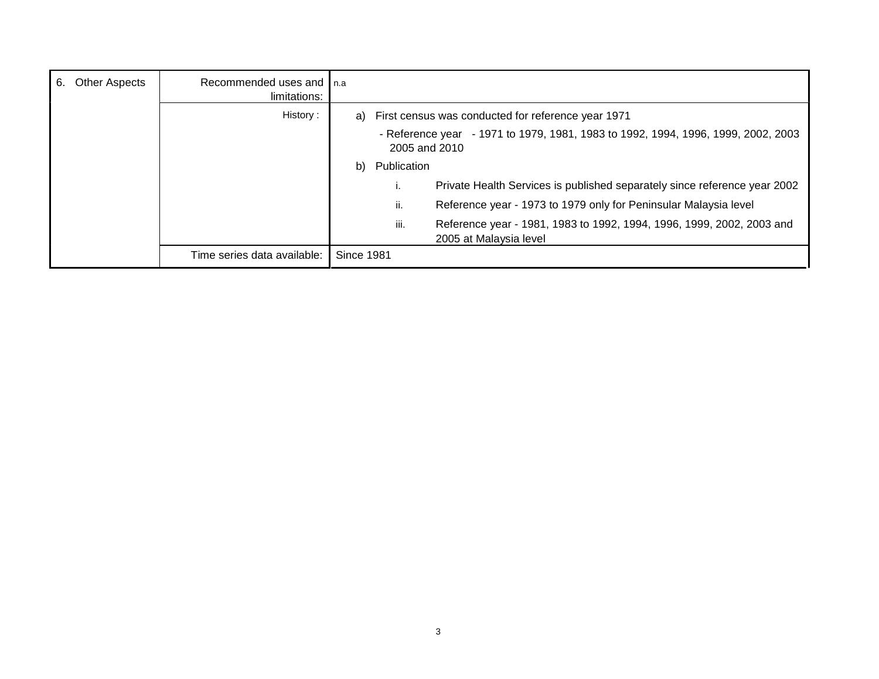| | | |
|---|---|---|
| 6. Other Aspects | Recommended uses and limitations: | n.a |
| | History : | a) First census was conducted for reference year 1971<br>- Reference year - 1971 to 1979, 1981, 1983 to 1992, 1994, 1996, 1999, 2002, 2003 2005 and 2010<br>b) Publication<br>i. Private Health Services is published separately since reference year 2002<br>ii. Reference year - 1973 to 1979 only for Peninsular Malaysia level<br>iii. Reference year - 1981, 1983 to 1992, 1994, 1996, 1999, 2002, 2003 and 2005 at Malaysia level |
| | Time series data available: | Since 1981 |